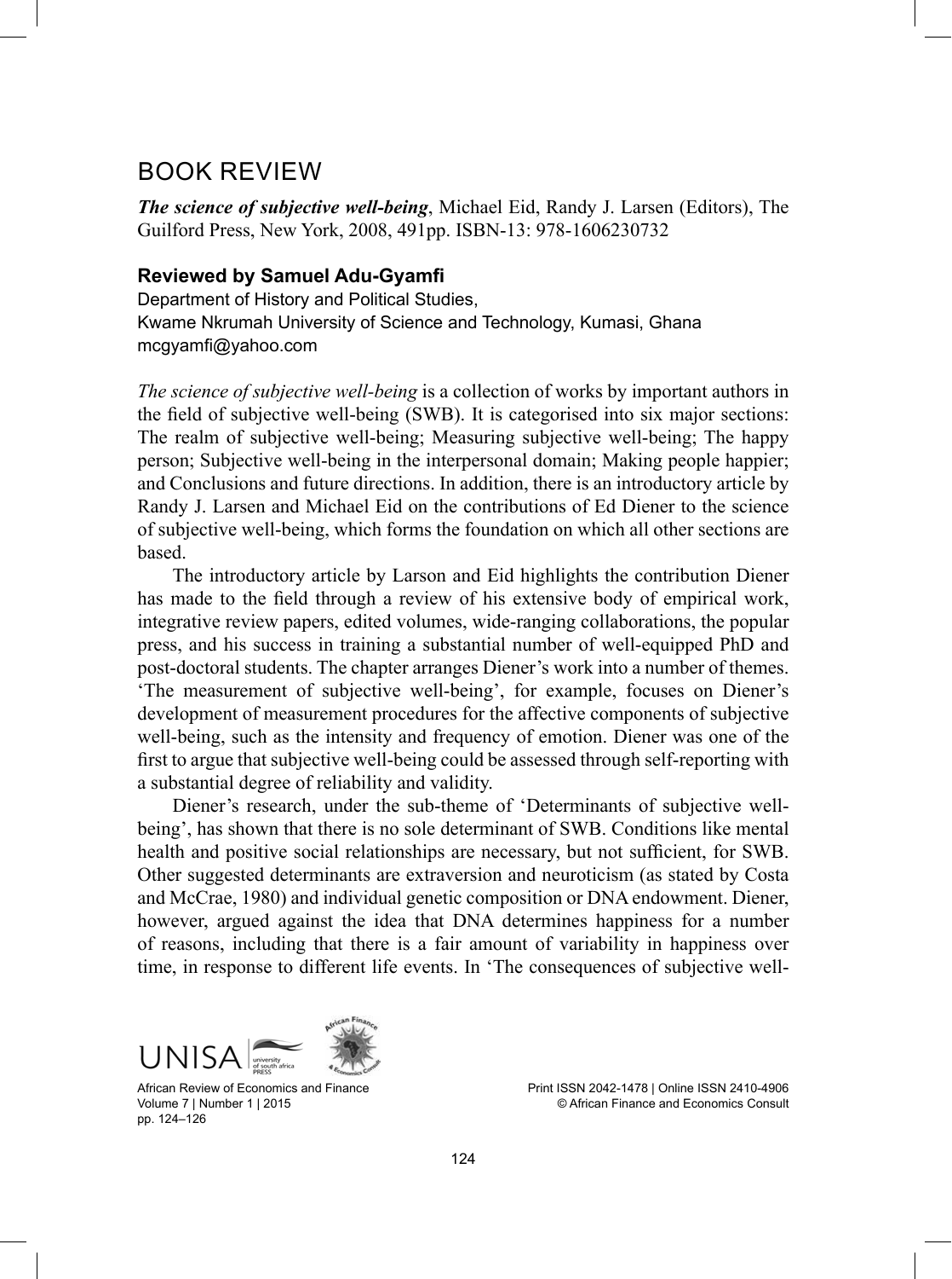# BOOK REVIEW

***The science of subjective well-being***, Michael Eid, Randy J. Larsen (Editors), The Guilford Press, New York, 2008, 491pp. ISBN-13: 978-1606230732

**Reviewed by Samuel Adu-Gyamfi**

Department of History and Political Studies,
Kwame Nkrumah University of Science and Technology, Kumasi, Ghana
mcgyamfi@yahoo.com

*The science of subjective well-being* is a collection of works by important authors in the field of subjective well-being (SWB). It is categorised into six major sections: The realm of subjective well-being; Measuring subjective well-being; The happy person; Subjective well-being in the interpersonal domain; Making people happier; and Conclusions and future directions. In addition, there is an introductory article by Randy J. Larsen and Michael Eid on the contributions of Ed Diener to the science of subjective well-being, which forms the foundation on which all other sections are based.

The introductory article by Larson and Eid highlights the contribution Diener has made to the field through a review of his extensive body of empirical work, integrative review papers, edited volumes, wide-ranging collaborations, the popular press, and his success in training a substantial number of well-equipped PhD and post-doctoral students. The chapter arranges Diener's work into a number of themes. 'The measurement of subjective well-being', for example, focuses on Diener's development of measurement procedures for the affective components of subjective well-being, such as the intensity and frequency of emotion. Diener was one of the first to argue that subjective well-being could be assessed through self-reporting with a substantial degree of reliability and validity.

Diener's research, under the sub-theme of 'Determinants of subjective well-being', has shown that there is no sole determinant of SWB. Conditions like mental health and positive social relationships are necessary, but not sufficient, for SWB. Other suggested determinants are extraversion and neuroticism (as stated by Costa and McCrae, 1980) and individual genetic composition or DNA endowment. Diener, however, argued against the idea that DNA determines happiness for a number of reasons, including that there is a fair amount of variability in happiness over time, in response to different life events. In 'The consequences of subjective well-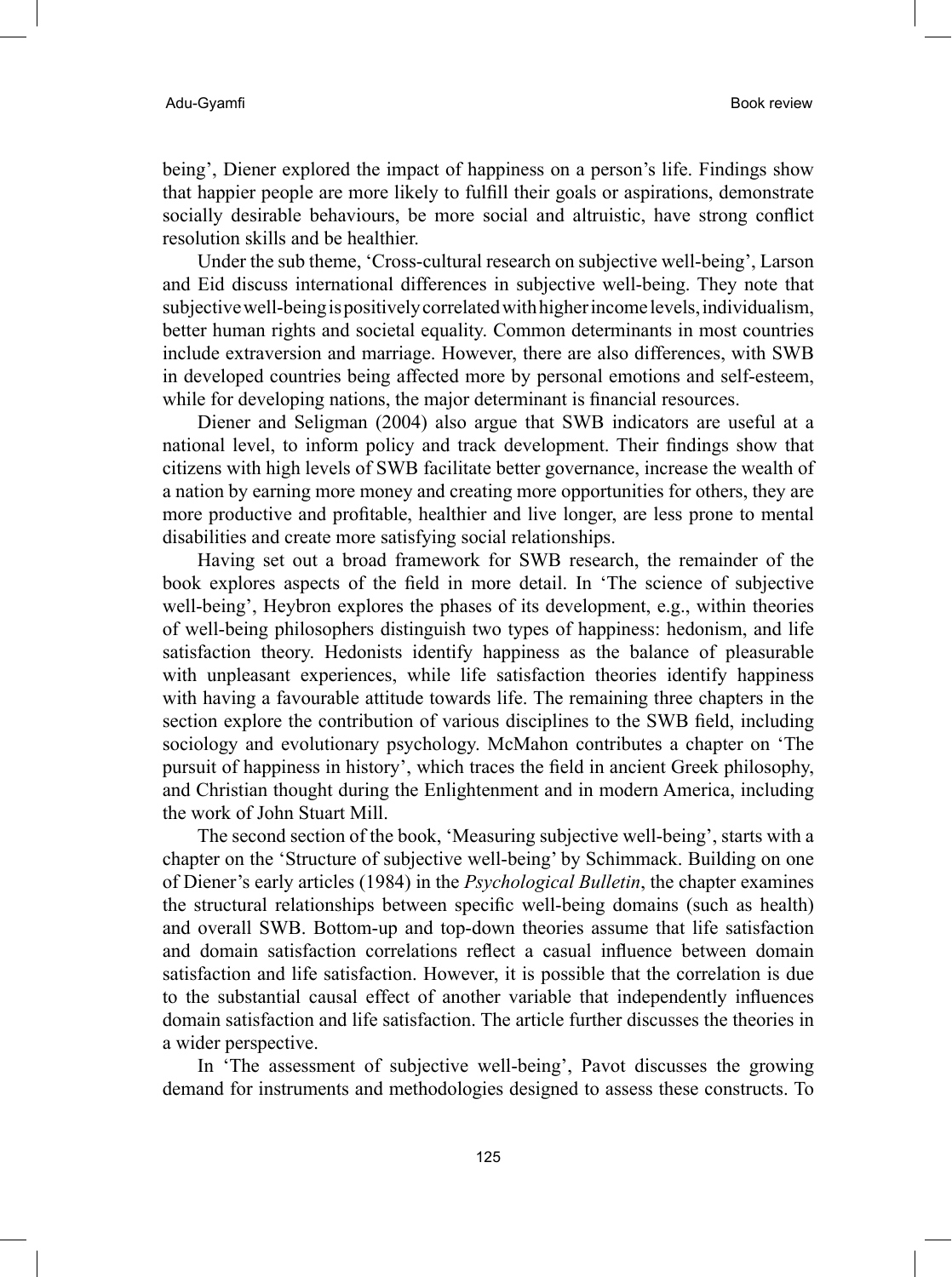being', Diener explored the impact of happiness on a person's life. Findings show that happier people are more likely to fulfill their goals or aspirations, demonstrate socially desirable behaviours, be more social and altruistic, have strong conflict resolution skills and be healthier.

Under the sub theme, 'Cross-cultural research on subjective well-being', Larson and Eid discuss international differences in subjective well-being. They note that subjective well-being is positively correlated with higher income levels, individualism, better human rights and societal equality. Common determinants in most countries include extraversion and marriage. However, there are also differences, with SWB in developed countries being affected more by personal emotions and self-esteem, while for developing nations, the major determinant is financial resources.

Diener and Seligman (2004) also argue that SWB indicators are useful at a national level, to inform policy and track development. Their findings show that citizens with high levels of SWB facilitate better governance, increase the wealth of a nation by earning more money and creating more opportunities for others, they are more productive and profitable, healthier and live longer, are less prone to mental disabilities and create more satisfying social relationships.

Having set out a broad framework for SWB research, the remainder of the book explores aspects of the field in more detail. In 'The science of subjective well-being', Heybron explores the phases of its development, e.g., within theories of well-being philosophers distinguish two types of happiness: hedonism, and life satisfaction theory. Hedonists identify happiness as the balance of pleasurable with unpleasant experiences, while life satisfaction theories identify happiness with having a favourable attitude towards life. The remaining three chapters in the section explore the contribution of various disciplines to the SWB field, including sociology and evolutionary psychology. McMahon contributes a chapter on 'The pursuit of happiness in history', which traces the field in ancient Greek philosophy, and Christian thought during the Enlightenment and in modern America, including the work of John Stuart Mill.

The second section of the book, 'Measuring subjective well-being', starts with a chapter on the 'Structure of subjective well-being' by Schimmack. Building on one of Diener's early articles (1984) in the *Psychological Bulletin*, the chapter examines the structural relationships between specific well-being domains (such as health) and overall SWB. Bottom-up and top-down theories assume that life satisfaction and domain satisfaction correlations reflect a casual influence between domain satisfaction and life satisfaction. However, it is possible that the correlation is due to the substantial causal effect of another variable that independently influences domain satisfaction and life satisfaction. The article further discusses the theories in a wider perspective.

In 'The assessment of subjective well-being', Pavot discusses the growing demand for instruments and methodologies designed to assess these constructs. To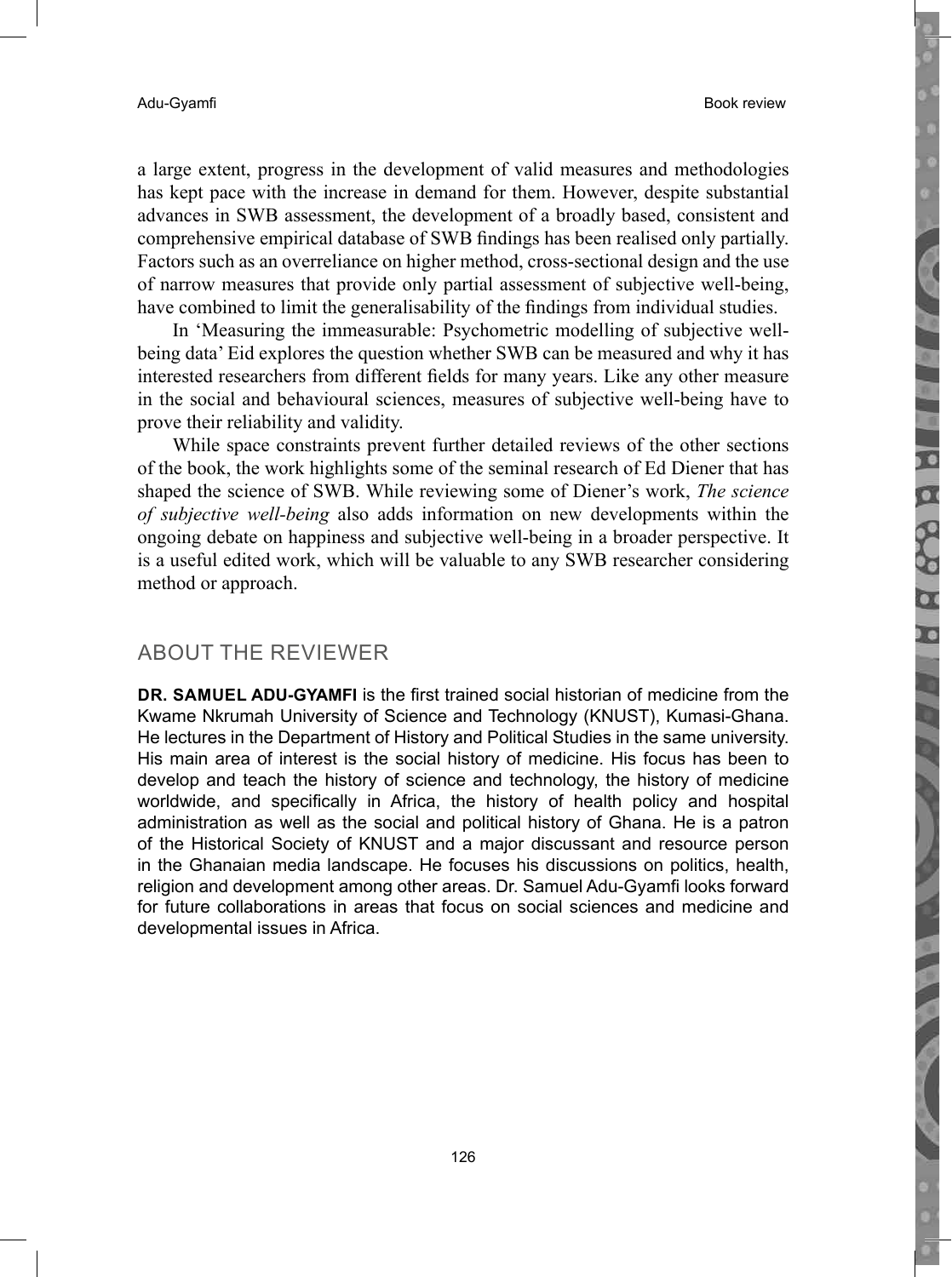a large extent, progress in the development of valid measures and methodologies has kept pace with the increase in demand for them. However, despite substantial advances in SWB assessment, the development of a broadly based, consistent and comprehensive empirical database of SWB findings has been realised only partially. Factors such as an overreliance on higher method, cross-sectional design and the use of narrow measures that provide only partial assessment of subjective well-being, have combined to limit the generalisability of the findings from individual studies.

In 'Measuring the immeasurable: Psychometric modelling of subjective well-being data' Eid explores the question whether SWB can be measured and why it has interested researchers from different fields for many years. Like any other measure in the social and behavioural sciences, measures of subjective well-being have to prove their reliability and validity.

While space constraints prevent further detailed reviews of the other sections of the book, the work highlights some of the seminal research of Ed Diener that has shaped the science of SWB. While reviewing some of Diener's work, *The science of subjective well-being* also adds information on new developments within the ongoing debate on happiness and subjective well-being in a broader perspective. It is a useful edited work, which will be valuable to any SWB researcher considering method or approach.

## ABOUT THE REVIEWER

**DR. SAMUEL ADU-GYAMFI** is the first trained social historian of medicine from the Kwame Nkrumah University of Science and Technology (KNUST), Kumasi-Ghana. He lectures in the Department of History and Political Studies in the same university. His main area of interest is the social history of medicine. His focus has been to develop and teach the history of science and technology, the history of medicine worldwide, and specifically in Africa, the history of health policy and hospital administration as well as the social and political history of Ghana. He is a patron of the Historical Society of KNUST and a major discussant and resource person in the Ghanaian media landscape. He focuses his discussions on politics, health, religion and development among other areas. Dr. Samuel Adu-Gyamfi looks forward for future collaborations in areas that focus on social sciences and medicine and developmental issues in Africa.